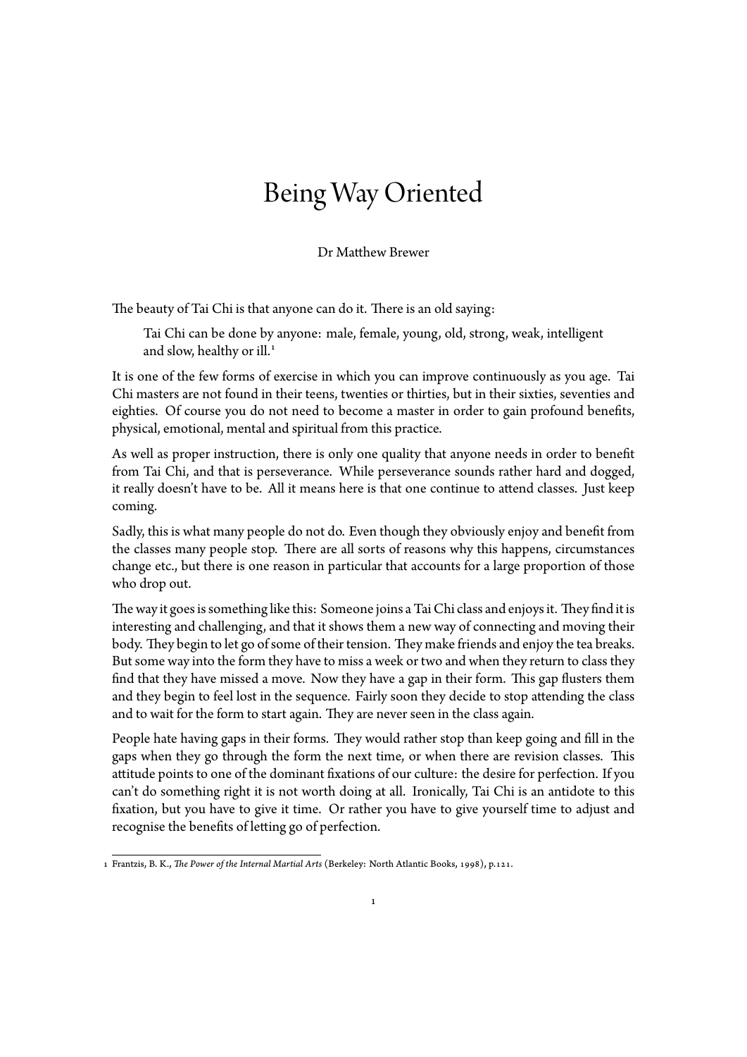# Being Way Oriented

Dr Matthew Brewer

The beauty of Tai Chi is that anyone can do it. There is an old saying:

> Tai Chi can be done by anyone: male, female, young, old, strong, weak, intelligent and slow, healthy or ill.[1]

It is one of the few forms of exercise in which you can improve continuously as you age. Tai Chi masters are not found in their teens, twenties or thirties, but in their sixties, seventies and eighties. Of course you do not need to become a master in order to gain profound benefits, physical, emotional, mental and spiritual from this practice.

As well as proper instruction, there is only one quality that anyone needs in order to benefit from Tai Chi, and that is perseverance. While perseverance sounds rather hard and dogged, it really doesn't have to be. All it means here is that one continue to attend classes. Just keep coming.

Sadly, this is what many people do not do. Even though they obviously enjoy and benefit from the classes many people stop. There are all sorts of reasons why this happens, circumstances change etc., but there is one reason in particular that accounts for a large proportion of those who drop out.

The way it goes is something like this: Someone joins a Tai Chi class and enjoys it. They find it is interesting and challenging, and that it shows them a new way of connecting and moving their body. They begin to let go of some of their tension. They make friends and enjoy the tea breaks. But some way into the form they have to miss a week or two and when they return to class they find that they have missed a move. Now they have a gap in their form. This gap flusters them and they begin to feel lost in the sequence. Fairly soon they decide to stop attending the class and to wait for the form to start again. They are never seen in the class again.

People hate having gaps in their forms. They would rather stop than keep going and fill in the gaps when they go through the form the next time, or when there are revision classes. This attitude points to one of the dominant fixations of our culture: the desire for perfection. If you can't do something right it is not worth doing at all. Ironically, Tai Chi is an antidote to this fixation, but you have to give it time. Or rather you have to give yourself time to adjust and recognise the benefits of letting go of perfection.

---

[1] Frantzis, B. K., *The Power of the Internal Martial Arts* (Berkeley: North Atlantic Books, 1998), p.121.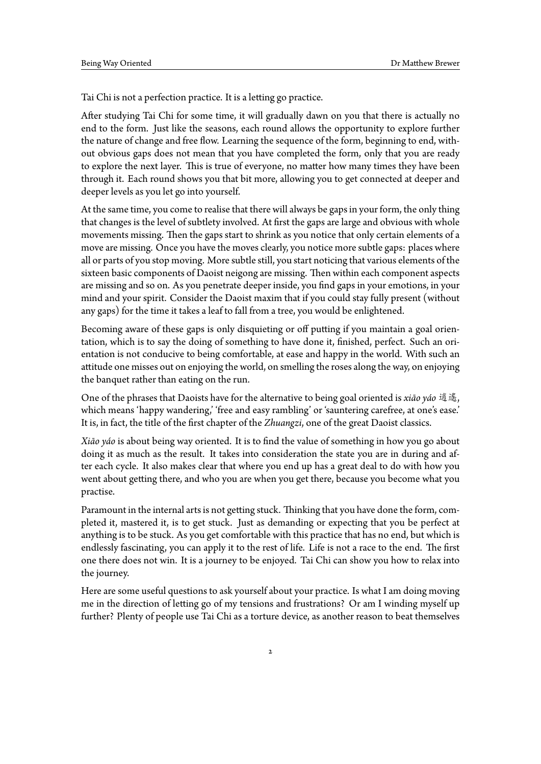Tai Chi is not a perfection practice. It is a letting go practice.

After studying Tai Chi for some time, it will gradually dawn on you that there is actually no end to the form. Just like the seasons, each round allows the opportunity to explore further the nature of change and free flow. Learning the sequence of the form, beginning to end, without obvious gaps does not mean that you have completed the form, only that you are ready to explore the next layer. This is true of everyone, no matter how many times they have been through it. Each round shows you that bit more, allowing you to get connected at deeper and deeper levels as you let go into yourself.

At the same time, you come to realise that there will always be gaps in your form, the only thing that changes is the level of subtlety involved. At first the gaps are large and obvious with whole movements missing. Then the gaps start to shrink as you notice that only certain elements of a move are missing. Once you have the moves clearly, you notice more subtle gaps: places where all or parts of you stop moving. More subtle still, you start noticing that various elements of the sixteen basic components of Daoist neigong are missing. Then within each component aspects are missing and so on. As you penetrate deeper inside, you find gaps in your emotions, in your mind and your spirit. Consider the Daoist maxim that if you could stay fully present (without any gaps) for the time it takes a leaf to fall from a tree, you would be enlightened.

Becoming aware of these gaps is only disquieting or off putting if you maintain a goal orientation, which is to say the doing of something to have done it, finished, perfect. Such an orientation is not conducive to being comfortable, at ease and happy in the world. With such an attitude one misses out on enjoying the world, on smelling the roses along the way, on enjoying the banquet rather than eating on the run.

One of the phrases that Daoists have for the alternative to being goal oriented is *xiāo yáo* 逍遙, which means 'happy wandering,' 'free and easy rambling' or 'sauntering carefree, at one's ease.' It is, in fact, the title of the first chapter of the *Zhuangzi*, one of the great Daoist classics.

*Xiāo yáo* is about being way oriented. It is to find the value of something in how you go about doing it as much as the result. It takes into consideration the state you are in during and after each cycle. It also makes clear that where you end up has a great deal to do with how you went about getting there, and who you are when you get there, because you become what you practise.

Paramount in the internal arts is not getting stuck. Thinking that you have done the form, completed it, mastered it, is to get stuck. Just as demanding or expecting that you be perfect at anything is to be stuck. As you get comfortable with this practice that has no end, but which is endlessly fascinating, you can apply it to the rest of life. Life is not a race to the end. The first one there does not win. It is a journey to be enjoyed. Tai Chi can show you how to relax into the journey.

Here are some useful questions to ask yourself about your practice. Is what I am doing moving me in the direction of letting go of my tensions and frustrations? Or am I winding myself up further? Plenty of people use Tai Chi as a torture device, as another reason to beat themselves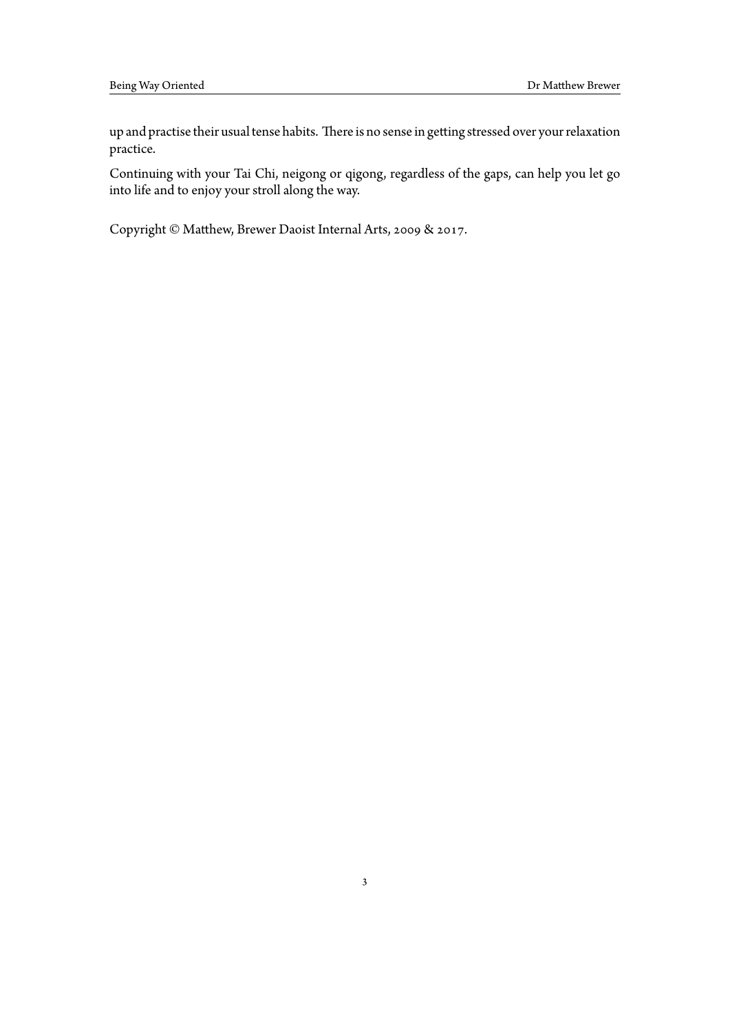up and practise their usual tense habits. There is no sense in getting stressed over your relaxation practice.

Continuing with your Tai Chi, neigong or qigong, regardless of the gaps, can help you let go into life and to enjoy your stroll along the way.

Copyright © Matthew, Brewer Daoist Internal Arts, 2009 & 2017.